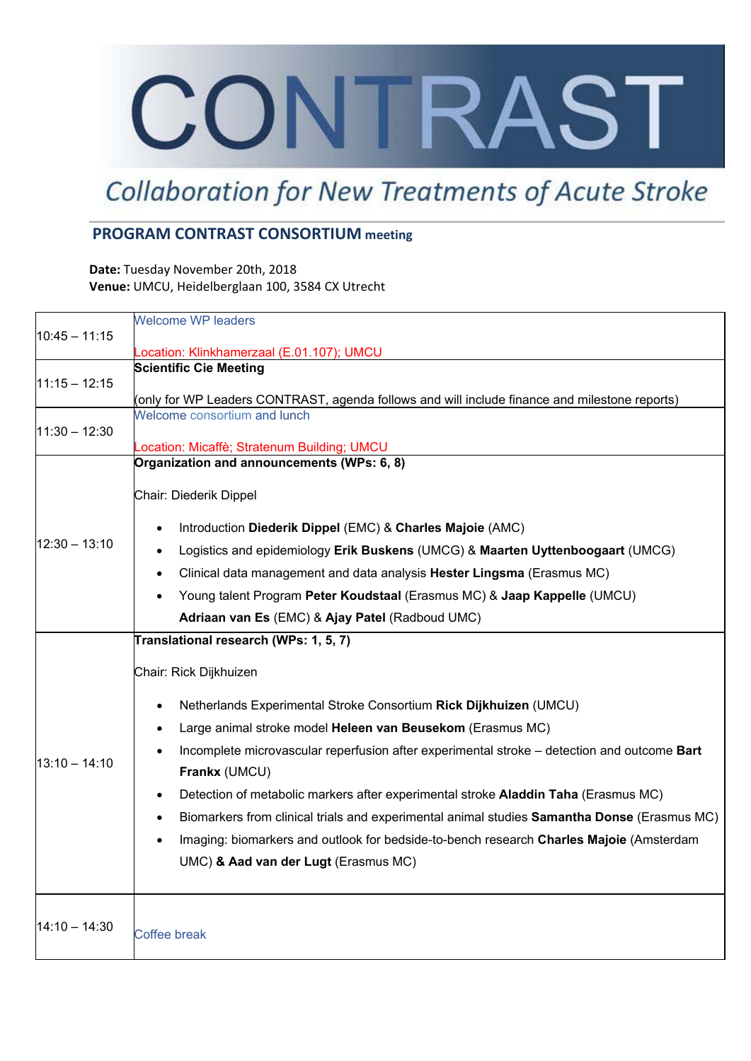# CONTRAST

*Collaboration for New Treatments of Acute Stroke*

## PROGRAM CONTRAST CONSORTIUM meeting

**Date:** Tuesday November 20th, 2018
**Venue:** UMCU, Heidelberglaan 100, 3584 CX Utrecht

| Time | Program |
| --- | --- |
| 10:45 – 11:15 | Welcome WP leaders<br><br>Location: Klinkhamerzaal (E.01.107); UMCU |
| 11:15 – 12:15 | **Scientific Cie Meeting**<br><br>(only for WP Leaders CONTRAST, agenda follows and will include finance and milestone reports) |
| 11:30 – 12:30 | Welcome consortium and lunch<br><br>Location: Micaffè; Stratenum Building; UMCU |
| 12:30 – 13:10 | **Organization and announcements (WPs: 6, 8)**<br><br>Chair: Diederik Dippel<br><br>• Introduction **Diederik Dippel** (EMC) & **Charles Majoie** (AMC)<br>• Logistics and epidemiology **Erik Buskens** (UMCG) & **Maarten Uyttenboogaart** (UMCG)<br>• Clinical data management and data analysis **Hester Lingsma** (Erasmus MC)<br>• Young talent Program **Peter Koudstaal** (Erasmus MC) & **Jaap Kappelle** (UMCU) **Adriaan van Es** (EMC) & **Ajay Patel** (Radboud UMC) |
| 13:10 – 14:10 | **Translational research (WPs: 1, 5, 7)**<br><br>Chair: Rick Dijkhuizen<br><br>• Netherlands Experimental Stroke Consortium **Rick Dijkhuizen** (UMCU)<br>• Large animal stroke model **Heleen van Beusekom** (Erasmus MC)<br>• Incomplete microvascular reperfusion after experimental stroke – detection and outcome **Bart Frankx** (UMCU)<br>• Detection of metabolic markers after experimental stroke **Aladdin Taha** (Erasmus MC)<br>• Biomarkers from clinical trials and experimental animal studies **Samantha Donse** (Erasmus MC)<br>• Imaging: biomarkers and outlook for bedside-to-bench research **Charles Majoie** (Amsterdam UMC) **& Aad van der Lugt** (Erasmus MC) |
| 14:10 – 14:30 | Coffee break |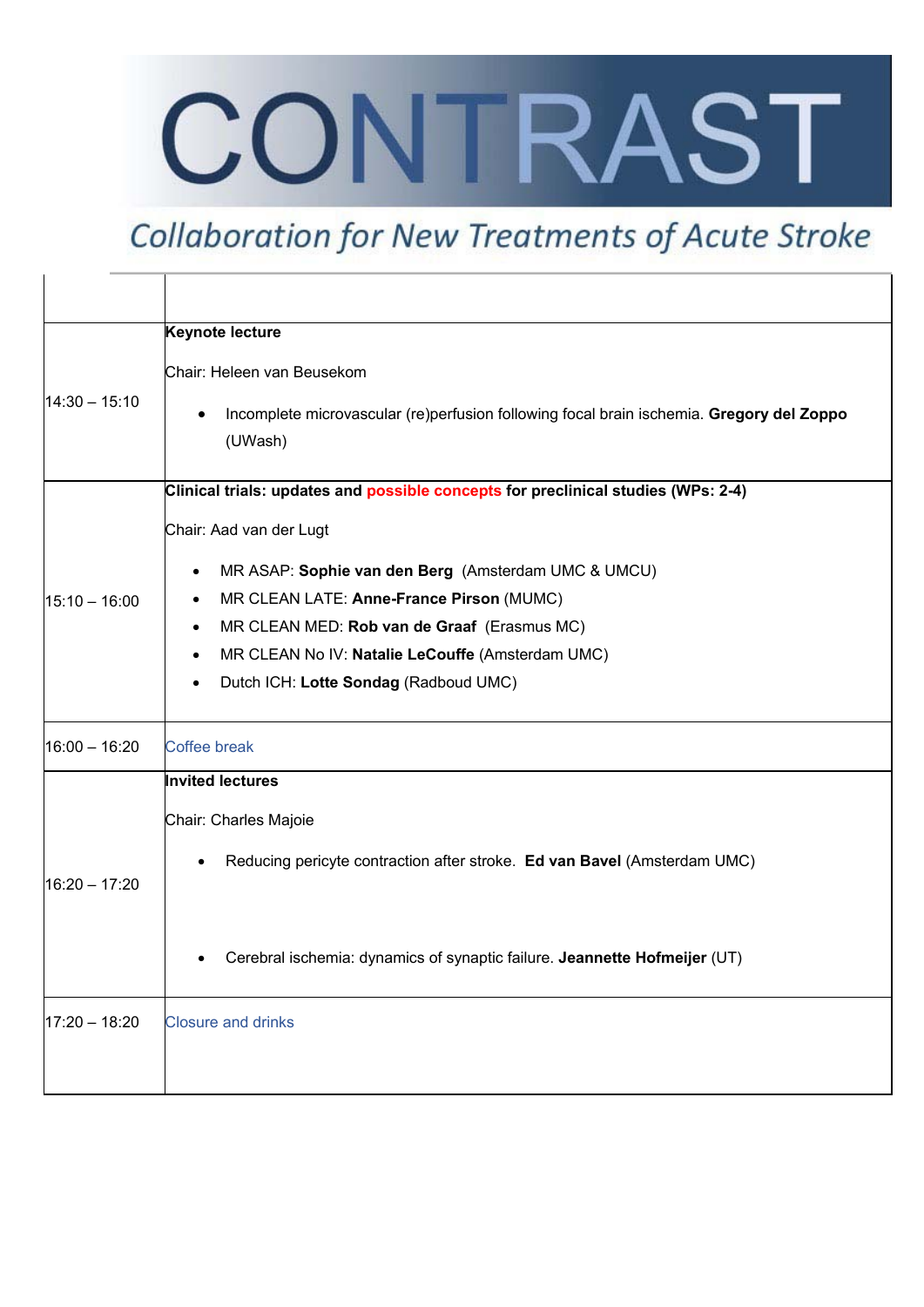# CONTRAST

*Collaboration for New Treatments of Acute Stroke*

| | |
|---|---|
| | |
| 14:30 – 15:10 | **Keynote lecture**<br><br>Chair: Heleen van Beusekom<br><br>• Incomplete microvascular (re)perfusion following focal brain ischemia. **Gregory del Zoppo** (UWash) |
| 15:10 – 16:00 | **Clinical trials: updates and possible concepts for preclinical studies (WPs: 2-4)**<br><br>Chair: Aad van der Lugt<br><br>• MR ASAP: **Sophie van den Berg** (Amsterdam UMC & UMCU)<br>• MR CLEAN LATE: **Anne-France Pirson** (MUMC)<br>• MR CLEAN MED: **Rob van de Graaf** (Erasmus MC)<br>• MR CLEAN No IV: **Natalie LeCouffe** (Amsterdam UMC)<br>• Dutch ICH: **Lotte Sondag** (Radboud UMC) |
| 16:00 – 16:20 | Coffee break |
| 16:20 – 17:20 | **Invited lectures**<br><br>Chair: Charles Majoie<br><br>• Reducing pericyte contraction after stroke. **Ed van Bavel** (Amsterdam UMC)<br><br>• Cerebral ischemia: dynamics of synaptic failure. **Jeannette Hofmeijer** (UT) |
| 17:20 – 18:20 | Closure and drinks |